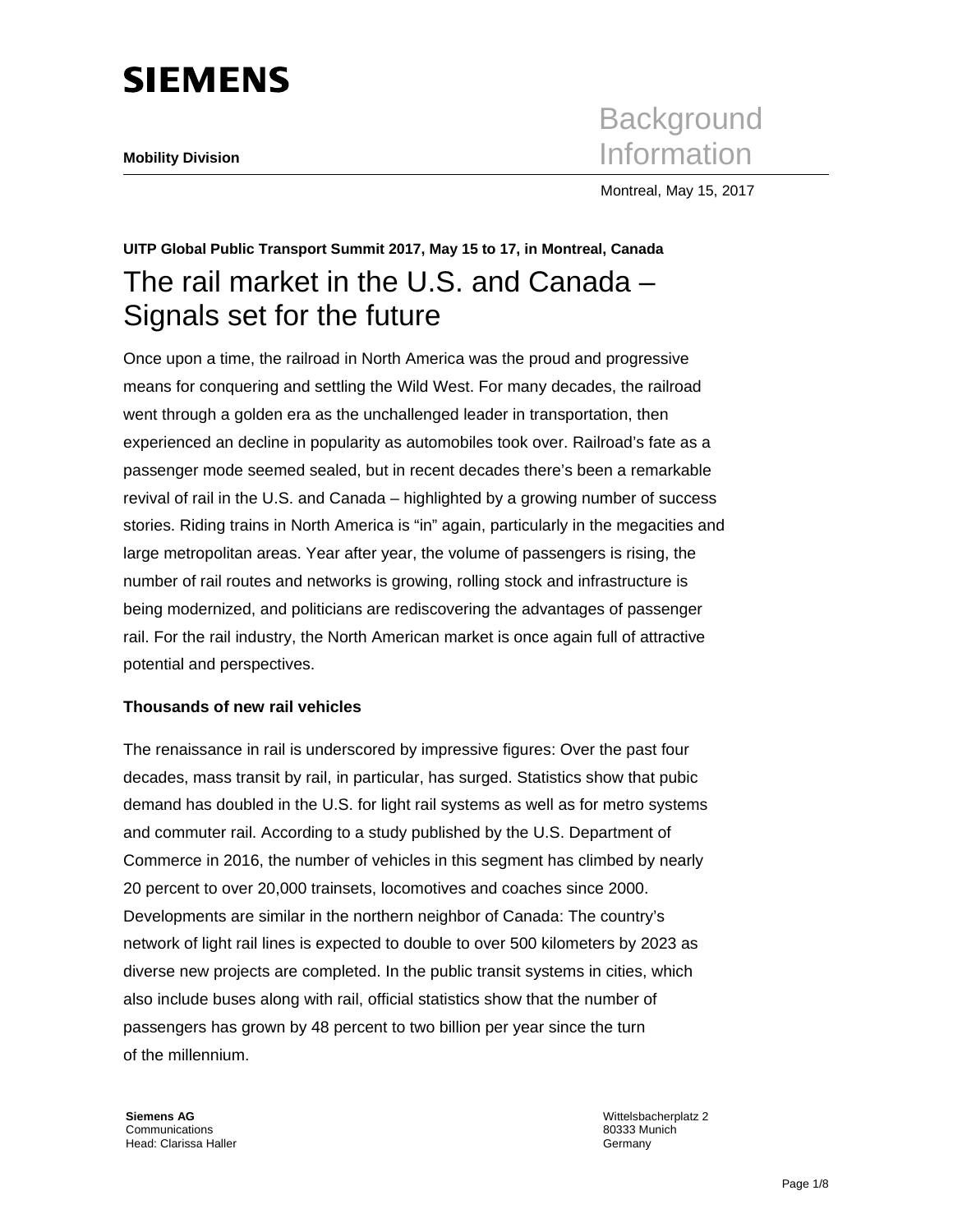**SIEMENS**

**Mobility Division**

Background Information

Montreal, May 15, 2017

**UITP Global Public Transport Summit 2017, May 15 to 17, in Montreal, Canada**

# The rail market in the U.S. and Canada – Signals set for the future

Once upon a time, the railroad in North America was the proud and progressive means for conquering and settling the Wild West. For many decades, the railroad went through a golden era as the unchallenged leader in transportation, then experienced an decline in popularity as automobiles took over. Railroad's fate as a passenger mode seemed sealed, but in recent decades there's been a remarkable revival of rail in the U.S. and Canada – highlighted by a growing number of success stories. Riding trains in North America is "in" again, particularly in the megacities and large metropolitan areas. Year after year, the volume of passengers is rising, the number of rail routes and networks is growing, rolling stock and infrastructure is being modernized, and politicians are rediscovering the advantages of passenger rail. For the rail industry, the North American market is once again full of attractive potential and perspectives.

**Thousands of new rail vehicles**

The renaissance in rail is underscored by impressive figures: Over the past four decades, mass transit by rail, in particular, has surged. Statistics show that pubic demand has doubled in the U.S. for light rail systems as well as for metro systems and commuter rail. According to a study published by the U.S. Department of Commerce in 2016, the number of vehicles in this segment has climbed by nearly 20 percent to over 20,000 trainsets, locomotives and coaches since 2000. Developments are similar in the northern neighbor of Canada: The country's network of light rail lines is expected to double to over 500 kilometers by 2023 as diverse new projects are completed. In the public transit systems in cities, which also include buses along with rail, official statistics show that the number of passengers has grown by 48 percent to two billion per year since the turn of the millennium.

**Siemens AG**
Communications
Head: Clarissa Haller

Wittelsbacherplatz 2
80333 Munich
Germany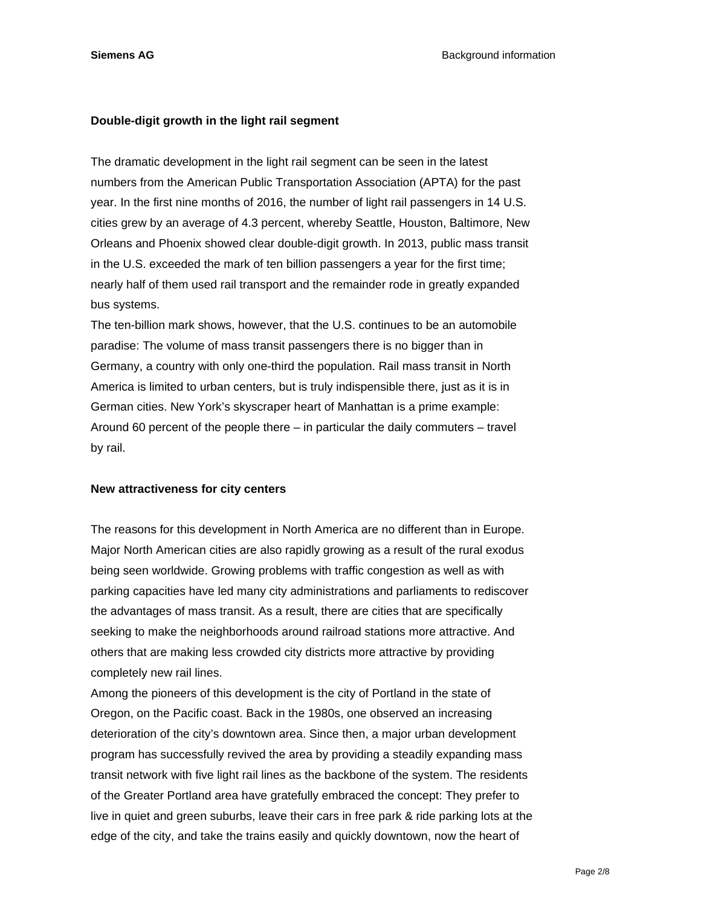## Double-digit growth in the light rail segment

The dramatic development in the light rail segment can be seen in the latest numbers from the American Public Transportation Association (APTA) for the past year. In the first nine months of 2016, the number of light rail passengers in 14 U.S. cities grew by an average of 4.3 percent, whereby Seattle, Houston, Baltimore, New Orleans and Phoenix showed clear double-digit growth. In 2013, public mass transit in the U.S. exceeded the mark of ten billion passengers a year for the first time; nearly half of them used rail transport and the remainder rode in greatly expanded bus systems.

The ten-billion mark shows, however, that the U.S. continues to be an automobile paradise: The volume of mass transit passengers there is no bigger than in Germany, a country with only one-third the population. Rail mass transit in North America is limited to urban centers, but is truly indispensible there, just as it is in German cities. New York's skyscraper heart of Manhattan is a prime example: Around 60 percent of the people there – in particular the daily commuters – travel by rail.

## New attractiveness for city centers

The reasons for this development in North America are no different than in Europe. Major North American cities are also rapidly growing as a result of the rural exodus being seen worldwide. Growing problems with traffic congestion as well as with parking capacities have led many city administrations and parliaments to rediscover the advantages of mass transit. As a result, there are cities that are specifically seeking to make the neighborhoods around railroad stations more attractive. And others that are making less crowded city districts more attractive by providing completely new rail lines.

Among the pioneers of this development is the city of Portland in the state of Oregon, on the Pacific coast. Back in the 1980s, one observed an increasing deterioration of the city's downtown area. Since then, a major urban development program has successfully revived the area by providing a steadily expanding mass transit network with five light rail lines as the backbone of the system. The residents of the Greater Portland area have gratefully embraced the concept: They prefer to live in quiet and green suburbs, leave their cars in free park & ride parking lots at the edge of the city, and take the trains easily and quickly downtown, now the heart of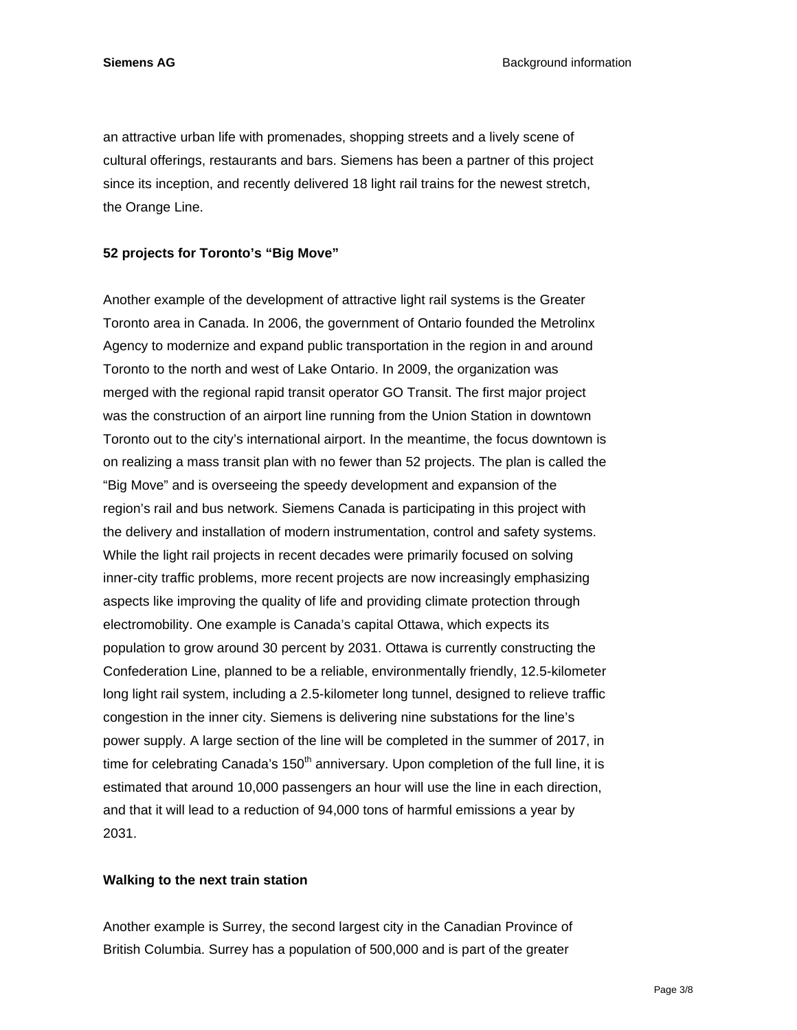an attractive urban life with promenades, shopping streets and a lively scene of cultural offerings, restaurants and bars. Siemens has been a partner of this project since its inception, and recently delivered 18 light rail trains for the newest stretch, the Orange Line.

**52 projects for Toronto's "Big Move"**

Another example of the development of attractive light rail systems is the Greater Toronto area in Canada. In 2006, the government of Ontario founded the Metrolinx Agency to modernize and expand public transportation in the region in and around Toronto to the north and west of Lake Ontario. In 2009, the organization was merged with the regional rapid transit operator GO Transit. The first major project was the construction of an airport line running from the Union Station in downtown Toronto out to the city's international airport. In the meantime, the focus downtown is on realizing a mass transit plan with no fewer than 52 projects. The plan is called the "Big Move" and is overseeing the speedy development and expansion of the region's rail and bus network. Siemens Canada is participating in this project with the delivery and installation of modern instrumentation, control and safety systems. While the light rail projects in recent decades were primarily focused on solving inner-city traffic problems, more recent projects are now increasingly emphasizing aspects like improving the quality of life and providing climate protection through electromobility. One example is Canada's capital Ottawa, which expects its population to grow around 30 percent by 2031. Ottawa is currently constructing the Confederation Line, planned to be a reliable, environmentally friendly, 12.5-kilometer long light rail system, including a 2.5-kilometer long tunnel, designed to relieve traffic congestion in the inner city. Siemens is delivering nine substations for the line's power supply. A large section of the line will be completed in the summer of 2017, in time for celebrating Canada's 150th anniversary. Upon completion of the full line, it is estimated that around 10,000 passengers an hour will use the line in each direction, and that it will lead to a reduction of 94,000 tons of harmful emissions a year by 2031.

**Walking to the next train station**

Another example is Surrey, the second largest city in the Canadian Province of British Columbia. Surrey has a population of 500,000 and is part of the greater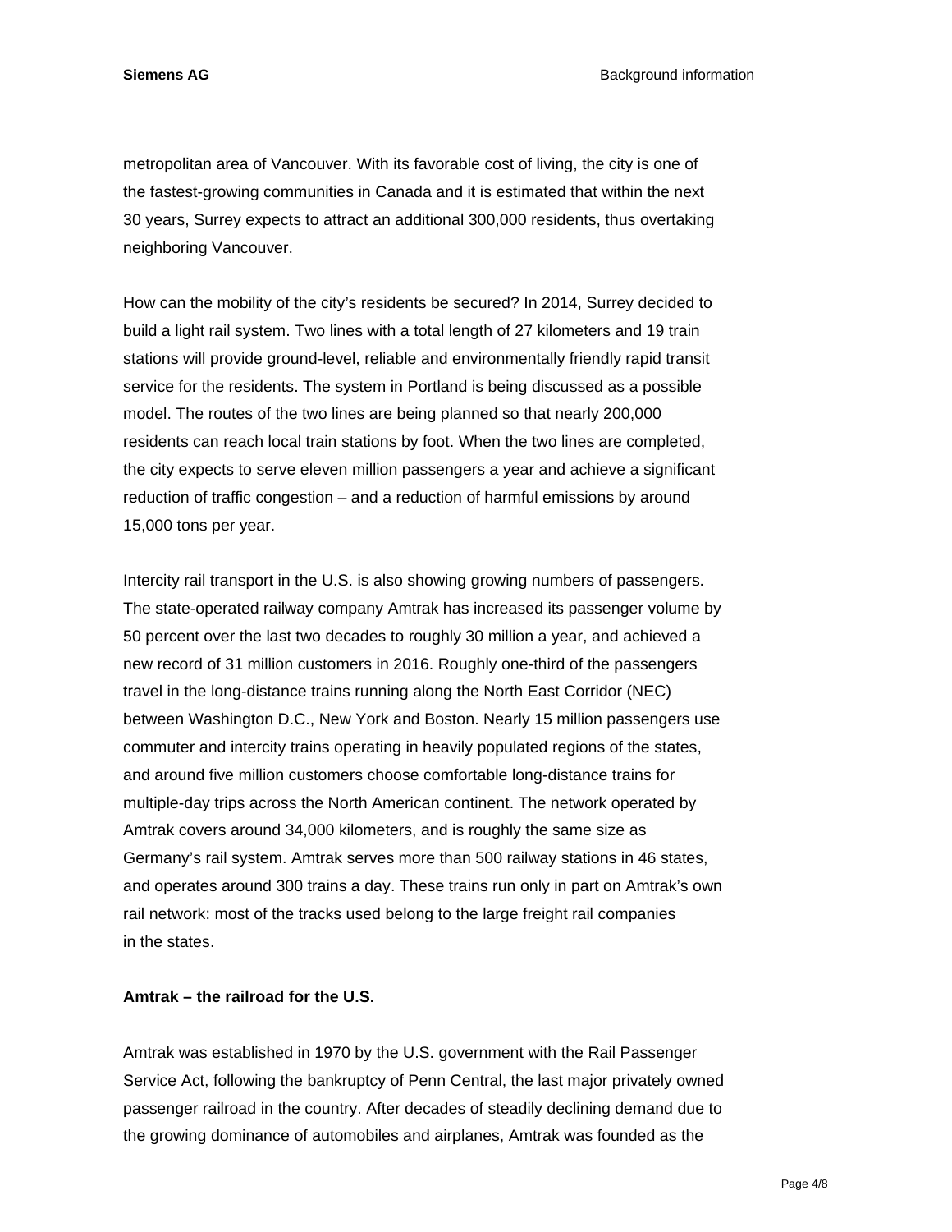metropolitan area of Vancouver. With its favorable cost of living, the city is one of the fastest-growing communities in Canada and it is estimated that within the next 30 years, Surrey expects to attract an additional 300,000 residents, thus overtaking neighboring Vancouver.

How can the mobility of the city's residents be secured? In 2014, Surrey decided to build a light rail system. Two lines with a total length of 27 kilometers and 19 train stations will provide ground-level, reliable and environmentally friendly rapid transit service for the residents. The system in Portland is being discussed as a possible model. The routes of the two lines are being planned so that nearly 200,000 residents can reach local train stations by foot. When the two lines are completed, the city expects to serve eleven million passengers a year and achieve a significant reduction of traffic congestion – and a reduction of harmful emissions by around 15,000 tons per year.

Intercity rail transport in the U.S. is also showing growing numbers of passengers. The state-operated railway company Amtrak has increased its passenger volume by 50 percent over the last two decades to roughly 30 million a year, and achieved a new record of 31 million customers in 2016. Roughly one-third of the passengers travel in the long-distance trains running along the North East Corridor (NEC) between Washington D.C., New York and Boston. Nearly 15 million passengers use commuter and intercity trains operating in heavily populated regions of the states, and around five million customers choose comfortable long-distance trains for multiple-day trips across the North American continent. The network operated by Amtrak covers around 34,000 kilometers, and is roughly the same size as Germany's rail system. Amtrak serves more than 500 railway stations in 46 states, and operates around 300 trains a day. These trains run only in part on Amtrak's own rail network: most of the tracks used belong to the large freight rail companies in the states.

**Amtrak – the railroad for the U.S.**

Amtrak was established in 1970 by the U.S. government with the Rail Passenger Service Act, following the bankruptcy of Penn Central, the last major privately owned passenger railroad in the country. After decades of steadily declining demand due to the growing dominance of automobiles and airplanes, Amtrak was founded as the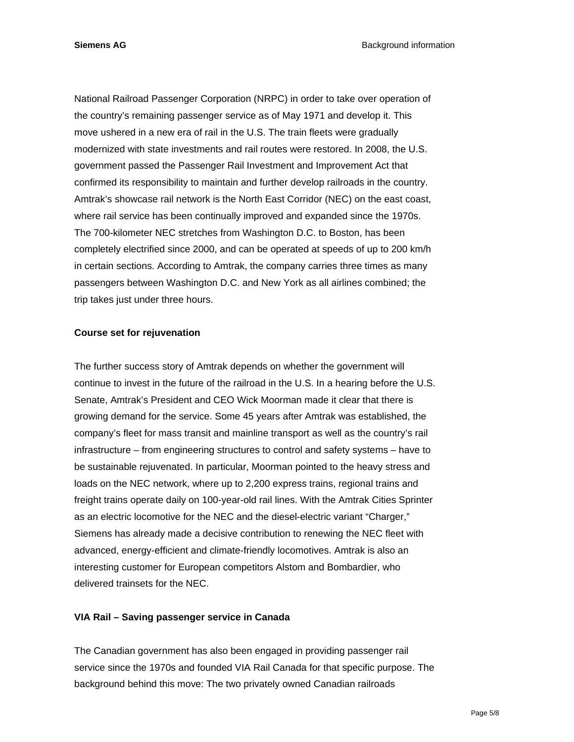National Railroad Passenger Corporation (NRPC) in order to take over operation of the country's remaining passenger service as of May 1971 and develop it. This move ushered in a new era of rail in the U.S. The train fleets were gradually modernized with state investments and rail routes were restored. In 2008, the U.S. government passed the Passenger Rail Investment and Improvement Act that confirmed its responsibility to maintain and further develop railroads in the country. Amtrak's showcase rail network is the North East Corridor (NEC) on the east coast, where rail service has been continually improved and expanded since the 1970s. The 700-kilometer NEC stretches from Washington D.C. to Boston, has been completely electrified since 2000, and can be operated at speeds of up to 200 km/h in certain sections. According to Amtrak, the company carries three times as many passengers between Washington D.C. and New York as all airlines combined; the trip takes just under three hours.

**Course set for rejuvenation**

The further success story of Amtrak depends on whether the government will continue to invest in the future of the railroad in the U.S. In a hearing before the U.S. Senate, Amtrak's President and CEO Wick Moorman made it clear that there is growing demand for the service. Some 45 years after Amtrak was established, the company's fleet for mass transit and mainline transport as well as the country's rail infrastructure – from engineering structures to control and safety systems – have to be sustainable rejuvenated. In particular, Moorman pointed to the heavy stress and loads on the NEC network, where up to 2,200 express trains, regional trains and freight trains operate daily on 100-year-old rail lines. With the Amtrak Cities Sprinter as an electric locomotive for the NEC and the diesel-electric variant "Charger," Siemens has already made a decisive contribution to renewing the NEC fleet with advanced, energy-efficient and climate-friendly locomotives. Amtrak is also an interesting customer for European competitors Alstom and Bombardier, who delivered trainsets for the NEC.

**VIA Rail – Saving passenger service in Canada**

The Canadian government has also been engaged in providing passenger rail service since the 1970s and founded VIA Rail Canada for that specific purpose. The background behind this move: The two privately owned Canadian railroads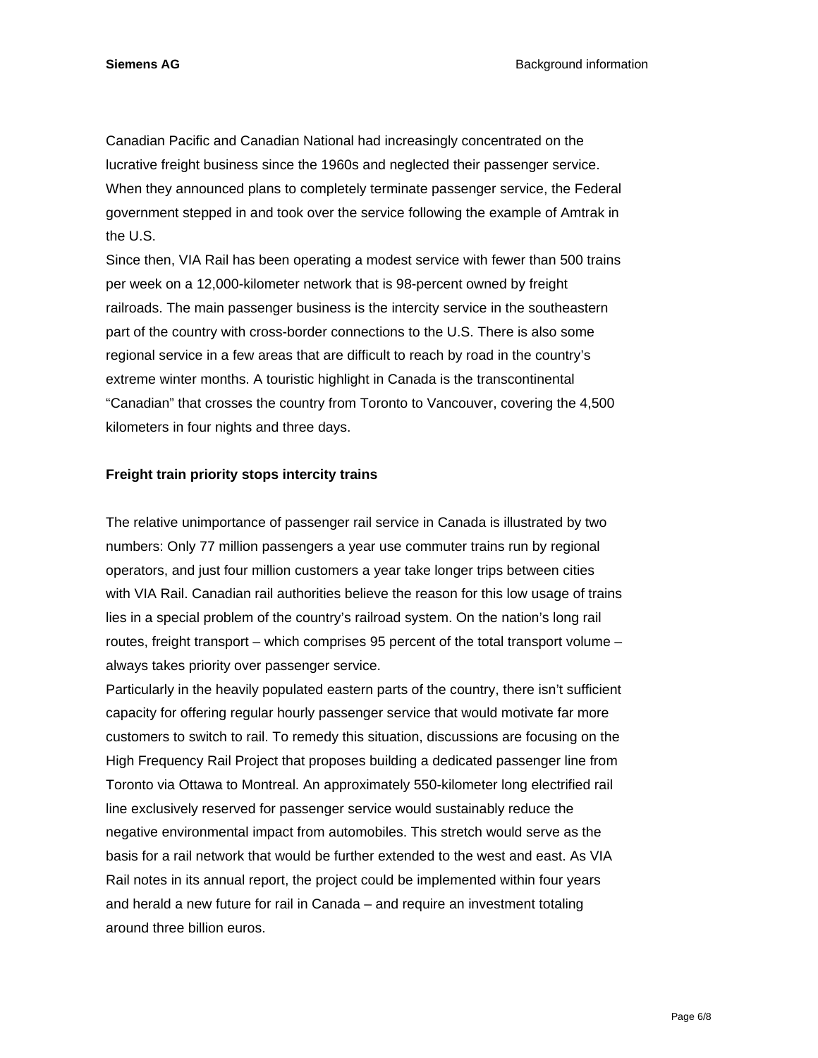Canadian Pacific and Canadian National had increasingly concentrated on the lucrative freight business since the 1960s and neglected their passenger service. When they announced plans to completely terminate passenger service, the Federal government stepped in and took over the service following the example of Amtrak in the U.S.

Since then, VIA Rail has been operating a modest service with fewer than 500 trains per week on a 12,000-kilometer network that is 98-percent owned by freight railroads. The main passenger business is the intercity service in the southeastern part of the country with cross-border connections to the U.S. There is also some regional service in a few areas that are difficult to reach by road in the country's extreme winter months. A touristic highlight in Canada is the transcontinental "Canadian" that crosses the country from Toronto to Vancouver, covering the 4,500 kilometers in four nights and three days.

**Freight train priority stops intercity trains**

The relative unimportance of passenger rail service in Canada is illustrated by two numbers: Only 77 million passengers a year use commuter trains run by regional operators, and just four million customers a year take longer trips between cities with VIA Rail. Canadian rail authorities believe the reason for this low usage of trains lies in a special problem of the country's railroad system. On the nation's long rail routes, freight transport – which comprises 95 percent of the total transport volume – always takes priority over passenger service.

Particularly in the heavily populated eastern parts of the country, there isn't sufficient capacity for offering regular hourly passenger service that would motivate far more customers to switch to rail. To remedy this situation, discussions are focusing on the High Frequency Rail Project that proposes building a dedicated passenger line from Toronto via Ottawa to Montreal. An approximately 550-kilometer long electrified rail line exclusively reserved for passenger service would sustainably reduce the negative environmental impact from automobiles. This stretch would serve as the basis for a rail network that would be further extended to the west and east. As VIA Rail notes in its annual report, the project could be implemented within four years and herald a new future for rail in Canada – and require an investment totaling around three billion euros.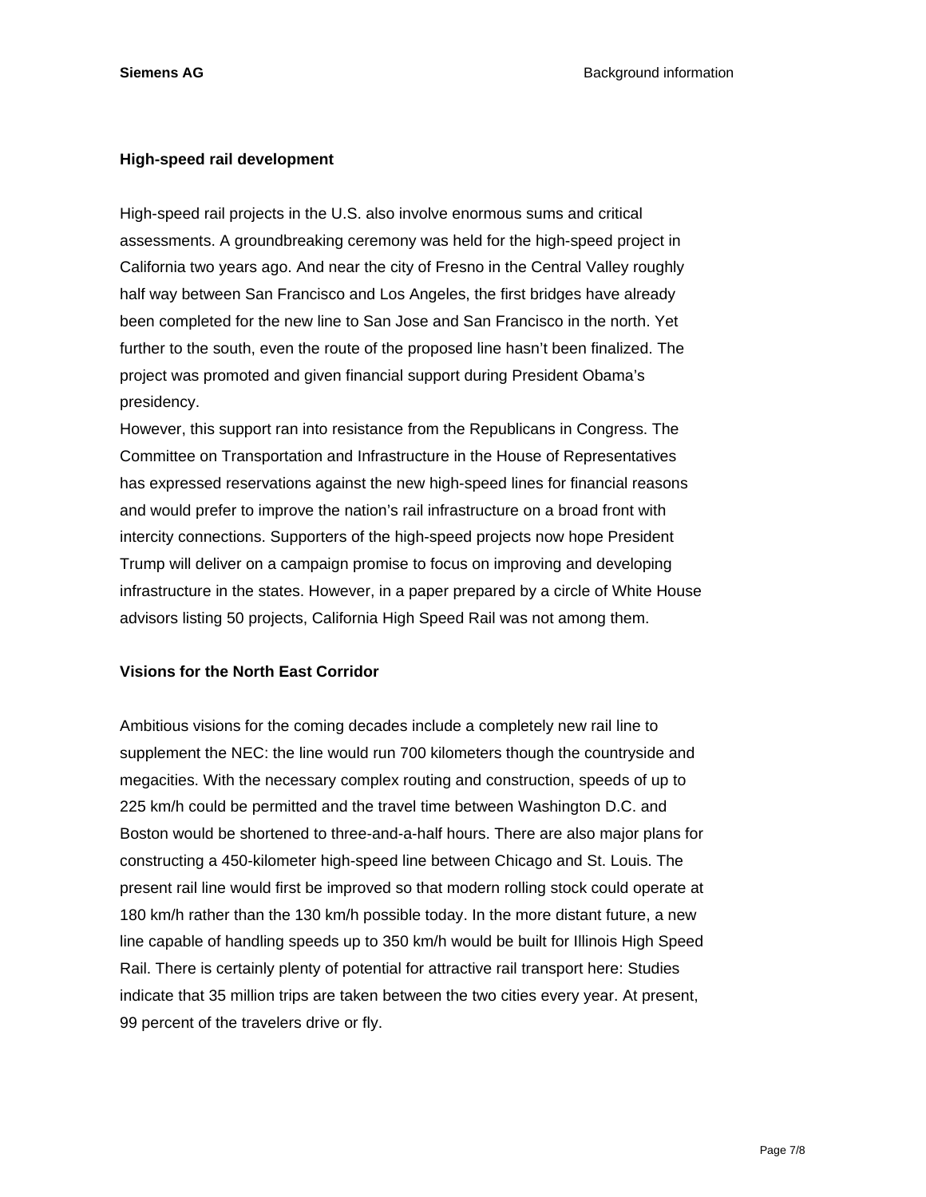## High-speed rail development

High-speed rail projects in the U.S. also involve enormous sums and critical assessments. A groundbreaking ceremony was held for the high-speed project in California two years ago. And near the city of Fresno in the Central Valley roughly half way between San Francisco and Los Angeles, the first bridges have already been completed for the new line to San Jose and San Francisco in the north. Yet further to the south, even the route of the proposed line hasn't been finalized. The project was promoted and given financial support during President Obama's presidency.

However, this support ran into resistance from the Republicans in Congress. The Committee on Transportation and Infrastructure in the House of Representatives has expressed reservations against the new high-speed lines for financial reasons and would prefer to improve the nation's rail infrastructure on a broad front with intercity connections. Supporters of the high-speed projects now hope President Trump will deliver on a campaign promise to focus on improving and developing infrastructure in the states. However, in a paper prepared by a circle of White House advisors listing 50 projects, California High Speed Rail was not among them.

## Visions for the North East Corridor

Ambitious visions for the coming decades include a completely new rail line to supplement the NEC: the line would run 700 kilometers though the countryside and megacities. With the necessary complex routing and construction, speeds of up to 225 km/h could be permitted and the travel time between Washington D.C. and Boston would be shortened to three-and-a-half hours. There are also major plans for constructing a 450-kilometer high-speed line between Chicago and St. Louis. The present rail line would first be improved so that modern rolling stock could operate at 180 km/h rather than the 130 km/h possible today. In the more distant future, a new line capable of handling speeds up to 350 km/h would be built for Illinois High Speed Rail. There is certainly plenty of potential for attractive rail transport here: Studies indicate that 35 million trips are taken between the two cities every year. At present, 99 percent of the travelers drive or fly.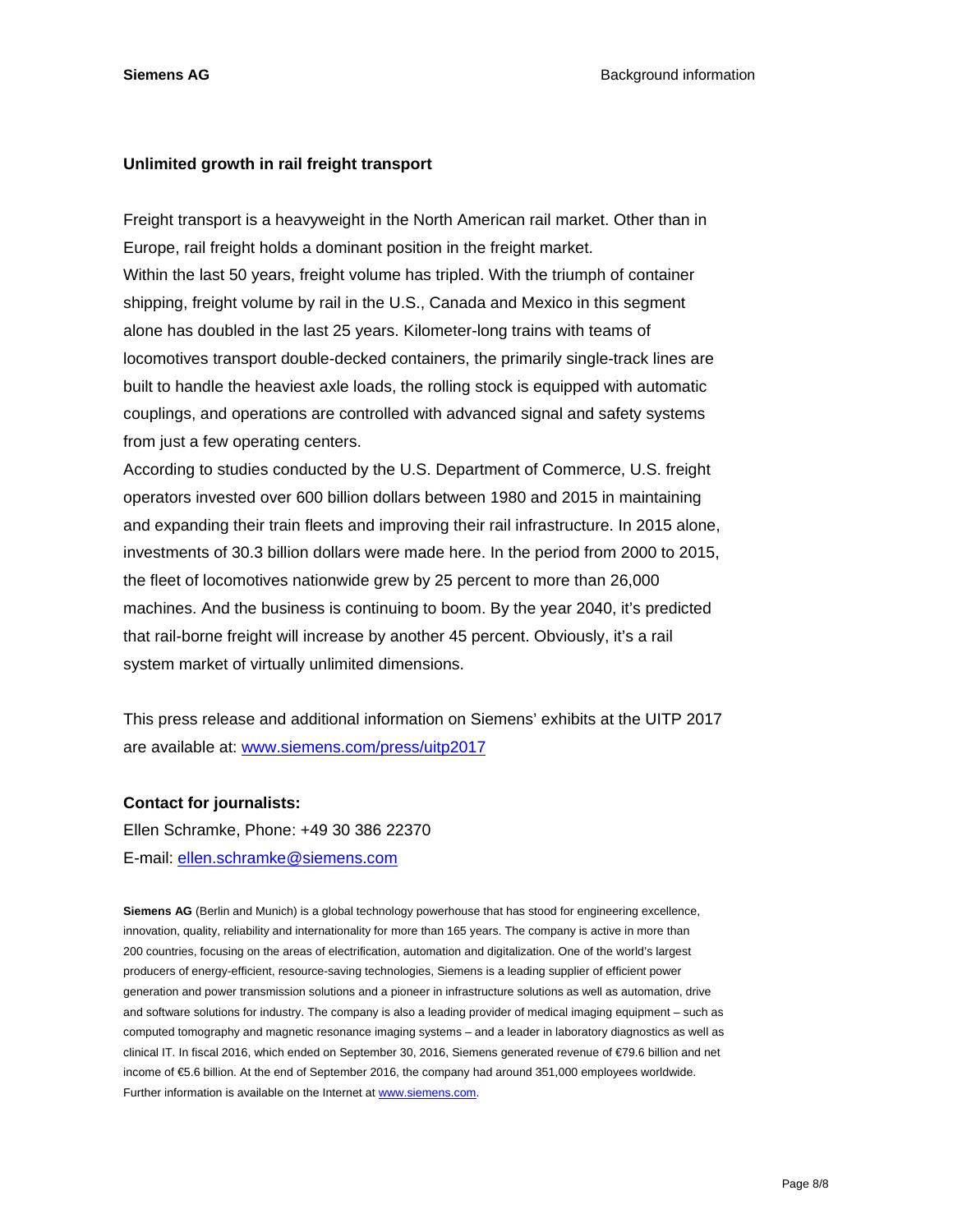**Unlimited growth in rail freight transport**

Freight transport is a heavyweight in the North American rail market. Other than in Europe, rail freight holds a dominant position in the freight market.
Within the last 50 years, freight volume has tripled. With the triumph of container shipping, freight volume by rail in the U.S., Canada and Mexico in this segment alone has doubled in the last 25 years. Kilometer-long trains with teams of locomotives transport double-decked containers, the primarily single-track lines are built to handle the heaviest axle loads, the rolling stock is equipped with automatic couplings, and operations are controlled with advanced signal and safety systems from just a few operating centers.
According to studies conducted by the U.S. Department of Commerce, U.S. freight operators invested over 600 billion dollars between 1980 and 2015 in maintaining and expanding their train fleets and improving their rail infrastructure. In 2015 alone, investments of 30.3 billion dollars were made here. In the period from 2000 to 2015, the fleet of locomotives nationwide grew by 25 percent to more than 26,000 machines. And the business is continuing to boom. By the year 2040, it's predicted that rail-borne freight will increase by another 45 percent. Obviously, it's a rail system market of virtually unlimited dimensions.

This press release and additional information on Siemens' exhibits at the UITP 2017 are available at: www.siemens.com/press/uitp2017

**Contact for journalists:**
Ellen Schramke, Phone: +49 30 386 22370
E-mail: ellen.schramke@siemens.com

**Siemens AG** (Berlin and Munich) is a global technology powerhouse that has stood for engineering excellence, innovation, quality, reliability and internationality for more than 165 years. The company is active in more than 200 countries, focusing on the areas of electrification, automation and digitalization. One of the world's largest producers of energy-efficient, resource-saving technologies, Siemens is a leading supplier of efficient power generation and power transmission solutions and a pioneer in infrastructure solutions as well as automation, drive and software solutions for industry. The company is also a leading provider of medical imaging equipment – such as computed tomography and magnetic resonance imaging systems – and a leader in laboratory diagnostics as well as clinical IT. In fiscal 2016, which ended on September 30, 2016, Siemens generated revenue of €79.6 billion and net income of €5.6 billion. At the end of September 2016, the company had around 351,000 employees worldwide. Further information is available on the Internet at www.siemens.com.